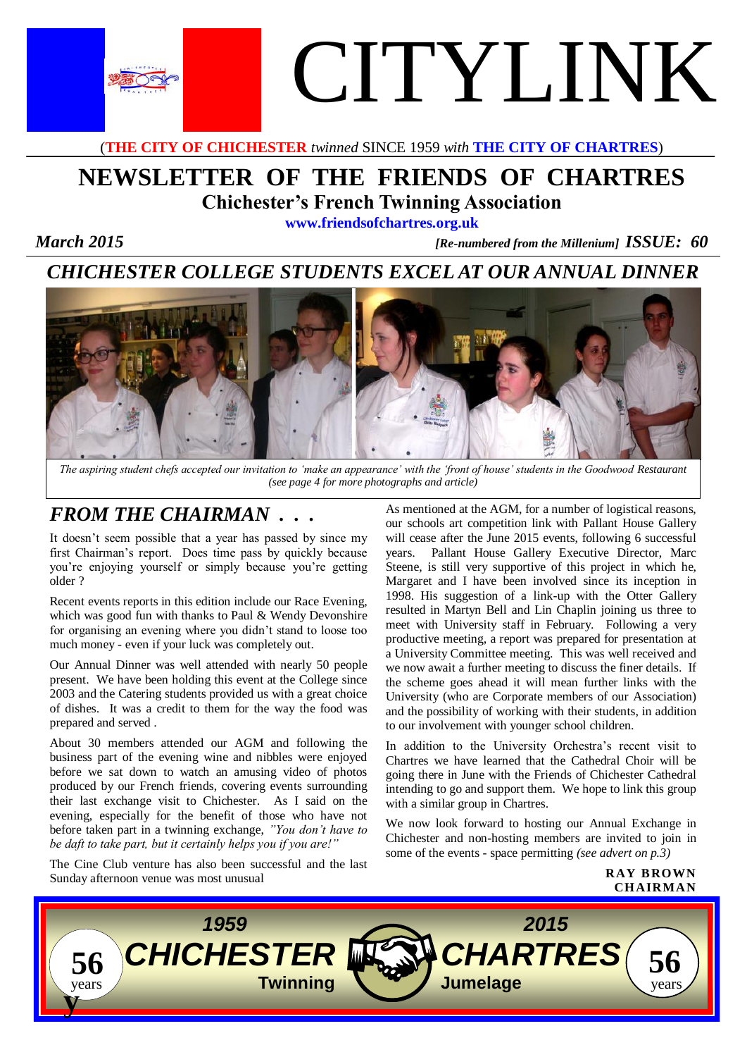# CITYLINK

(**THE CITY OF CHICHESTER** *twinned* SINCE 1959 *with* **THE CITY OF CHARTRES**)

## NEWSLETTER OF THE FRIENDS OF CHARTRES

### Chichester's French Twinning Association

**www.friendsofchartres.org.uk**

***March 2015*** *[Re-numbered from the Millenium]* ***ISSUE: 60***

## *CHICHESTER COLLEGE STUDENTS EXCEL AT OUR ANNUAL DINNER*

*The aspiring student chefs accepted our invitation to 'make an appearance' with the 'front of house' students in the Goodwood Restaurant (see page 4 for more photographs and article)*

## *FROM THE CHAIRMAN . . .*

It doesn't seem possible that a year has passed by since my first Chairman's report. Does time pass by quickly because you're enjoying yourself or simply because you're getting older ?

Recent events reports in this edition include our Race Evening, which was good fun with thanks to Paul & Wendy Devonshire for organising an evening where you didn't stand to loose too much money - even if your luck was completely out.

Our Annual Dinner was well attended with nearly 50 people present. We have been holding this event at the College since 2003 and the Catering students provided us with a great choice of dishes. It was a credit to them for the way the food was prepared and served .

About 30 members attended our AGM and following the business part of the evening wine and nibbles were enjoyed before we sat down to watch an amusing video of photos produced by our French friends, covering events surrounding their last exchange visit to Chichester. As I said on the evening, especially for the benefit of those who have not before taken part in a twinning exchange, *"You don't have to be daft to take part, but it certainly helps you if you are!"*

The Cine Club venture has also been successful and the last Sunday afternoon venue was most unusual

As mentioned at the AGM, for a number of logistical reasons, our schools art competition link with Pallant House Gallery will cease after the June 2015 events, following 6 successful years. Pallant House Gallery Executive Director, Marc Steene, is still very supportive of this project in which he, Margaret and I have been involved since its inception in 1998. His suggestion of a link-up with the Otter Gallery resulted in Martyn Bell and Lin Chaplin joining us three to meet with University staff in February. Following a very productive meeting, a report was prepared for presentation at a University Committee meeting. This was well received and we now await a further meeting to discuss the finer details. If the scheme goes ahead it will mean further links with the University (who are Corporate members of our Association) and the possibility of working with their students, in addition to our involvement with younger school children.

In addition to the University Orchestra's recent visit to Chartres we have learned that the Cathedral Choir will be going there in June with the Friends of Chichester Cathedral intending to go and support them. We hope to link this group with a similar group in Chartres.

We now look forward to hosting our Annual Exchange in Chichester and non-hosting members are invited to join in some of the events - space permitting *(see advert on p.3)*

**RAY BROWN**
**CHAIRMAN**

56 years — *1959* **CHICHESTER** Twinning — *2015* **CHARTRES** Jumelage — 56 years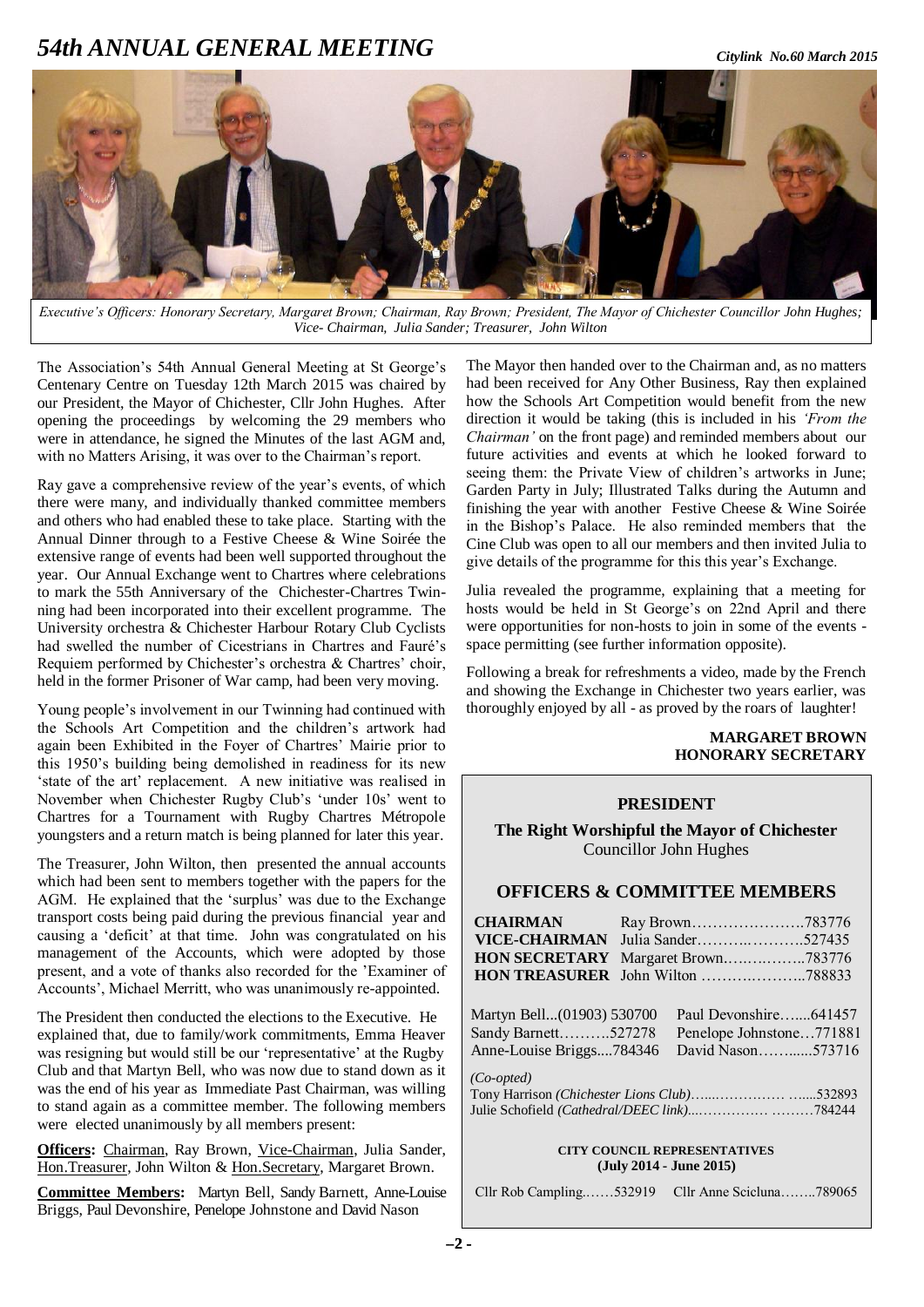# 54th ANNUAL GENERAL MEETING

*Executive's Officers: Honorary Secretary, Margaret Brown; Chairman, Ray Brown; President, The Mayor of Chichester Councillor John Hughes; Vice- Chairman, Julia Sander; Treasurer, John Wilton*

The Association's 54th Annual General Meeting at St George's Centenary Centre on Tuesday 12th March 2015 was chaired by our President, the Mayor of Chichester, Cllr John Hughes. After opening the proceedings by welcoming the 29 members who were in attendance, he signed the Minutes of the last AGM and, with no Matters Arising, it was over to the Chairman's report.

Ray gave a comprehensive review of the year's events, of which there were many, and individually thanked committee members and others who had enabled these to take place. Starting with the Annual Dinner through to a Festive Cheese & Wine Soirée the extensive range of events had been well supported throughout the year. Our Annual Exchange went to Chartres where celebrations to mark the 55th Anniversary of the Chichester-Chartres Twinning had been incorporated into their excellent programme. The University orchestra & Chichester Harbour Rotary Club Cyclists had swelled the number of Cicestrians in Chartres and Fauré's Requiem performed by Chichester's orchestra & Chartres' choir, held in the former Prisoner of War camp, had been very moving.

Young people's involvement in our Twinning had continued with the Schools Art Competition and the children's artwork had again been Exhibited in the Foyer of Chartres' Mairie prior to this 1950's building being demolished in readiness for its new 'state of the art' replacement. A new initiative was realised in November when Chichester Rugby Club's 'under 10s' went to Chartres for a Tournament with Rugby Chartres Métropole youngsters and a return match is being planned for later this year.

The Treasurer, John Wilton, then presented the annual accounts which had been sent to members together with the papers for the AGM. He explained that the 'surplus' was due to the Exchange transport costs being paid during the previous financial year and causing a 'deficit' at that time. John was congratulated on his management of the Accounts, which were adopted by those present, and a vote of thanks also recorded for the 'Examiner of Accounts', Michael Merritt, who was unanimously re-appointed.

The President then conducted the elections to the Executive. He explained that, due to family/work commitments, Emma Heaver was resigning but would still be our 'representative' at the Rugby Club and that Martyn Bell, who was now due to stand down as it was the end of his year as Immediate Past Chairman, was willing to stand again as a committee member. The following members were elected unanimously by all members present:

**Officers:** Chairman, Ray Brown, Vice-Chairman, Julia Sander, Hon.Treasurer, John Wilton & Hon.Secretary, Margaret Brown.

**Committee Members:** Martyn Bell, Sandy Barnett, Anne-Louise Briggs, Paul Devonshire, Penelope Johnstone and David Nason

The Mayor then handed over to the Chairman and, as no matters had been received for Any Other Business, Ray then explained how the Schools Art Competition would benefit from the new direction it would be taking (this is included in his *'From the Chairman'* on the front page) and reminded members about our future activities and events at which he looked forward to seeing them: the Private View of children's artworks in June; Garden Party in July; Illustrated Talks during the Autumn and finishing the year with another Festive Cheese & Wine Soirée in the Bishop's Palace. He also reminded members that the Cine Club was open to all our members and then invited Julia to give details of the programme for this this year's Exchange.

Julia revealed the programme, explaining that a meeting for hosts would be held in St George's on 22nd April and there were opportunities for non-hosts to join in some of the events - space permitting (see further information opposite).

Following a break for refreshments a video, made by the French and showing the Exchange in Chichester two years earlier, was thoroughly enjoyed by all - as proved by the roars of laughter!

**MARGARET BROWN**
**HONORARY SECRETARY**

---

**PRESIDENT**

**The Right Worshipful the Mayor of Chichester**
Councillor John Hughes

## OFFICERS & COMMITTEE MEMBERS

**CHAIRMAN** Ray Brown………………….783776
**VICE-CHAIRMAN** Julia Sander……….……….527435
**HON SECRETARY** Margaret Brown……………..783776
**HON TREASURER** John Wilton ………………..788833

Martyn Bell...(01903) 530700
Paul Devonshire…....641457
Sandy Barnett……….527278
Penelope Johnstone…771881
Anne-Louise Briggs....784346
David Nason……......573716

*(Co-opted)*
Tony Harrison *(Chichester Lions Club)*…..…………… …....532893
Julie Schofield *(Cathedral/DEEC link)*...…………. ………784244

**CITY COUNCIL REPRESENTATIVES**
**(July 2014 - June 2015)**

Cllr Rob Campling.……532919 Cllr Anne Scicluna……..789065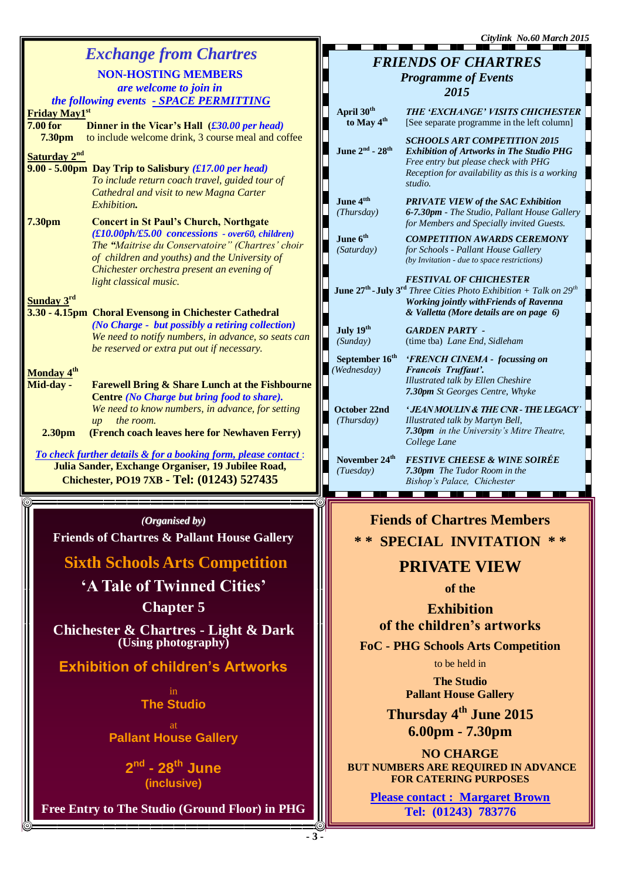## *Exchange from Chartres*

**NON-HOSTING MEMBERS**
*are welcome to join in*
*the following events - SPACE PERMITTING*

**Friday May 1st**

**7.00 for 7.30pm** — **Dinner in the Vicar's Hall** (*£30.00 per head*)
to include welcome drink, 3 course meal and coffee

**Saturday 2nd**

**9.00 - 5.00pm** — **Day Trip to Salisbury** (*£17.00 per head*)
*To include return coach travel, guided tour of Cathedral and visit to new Magna Carter Exhibition.*

**7.30pm** — **Concert in St Paul's Church, Northgate**
*(£10.00ph/£5.00 concessions - over60, children)*
*The "Maitrise du Conservatoire" (Chartres' choir of children and youths) and the University of Chichester orchestra present an evening of light classical music.*

**Sunday 3rd**

**3.30 - 4.15pm** — **Choral Evensong in Chichester Cathedral**
*(No Charge - but possibly a retiring collection)*
*We need to notify numbers, in advance, so seats can be reserved or extra put out if necessary.*

**Monday 4th**

**Mid-day -** — **Farewell Bring & Share Lunch at the Fishbourne Centre** *(No Charge but bring food to share).*
*We need to know numbers, in advance, for setting up the room.*

**2.30pm** — **(French coach leaves here for Newhaven Ferry)**

*To check further details & for a booking form, please contact :*
**Julia Sander, Exchange Organiser, 19 Jubilee Road, Chichester, PO19 7XB - Tel: (01243) 527435**

---

## *FRIENDS OF CHARTRES*
### *Programme of Events 2015*

| Date | Event |
|---|---|
| **April 30th to May 4th** | ***THE 'EXCHANGE' VISITS CHICHESTER*** [See separate programme in the left column] |
| **June 2nd - 28th** | ***SCHOOLS ART COMPETITION 2015*** ***Exhibition of Artworks in The Studio PHG*** *Free entry but please check with PHG Reception for availability as this is a working studio.* |
| **June 4th** *(Thursday)* | ***PRIVATE VIEW of the SAC Exhibition*** ***6-7.30pm*** *- The Studio, Pallant House Gallery for Members and Specially invited Guests.* |
| **June 6th** *(Saturday)* | ***COMPETITION AWARDS CEREMONY*** *for Schools - Pallant House Gallery (by Invitation - due to space restrictions)* |
| **June 27th - July 3rd** | ***FESTIVAL OF CHICHESTER*** *Three Cities Photo Exhibition + Talk on 29th* ***Working jointly with Friends of Ravenna & Valletta (More details are on page 6)*** |
| **July 19th** *(Sunday)* | ***GARDEN PARTY -*** (time tba) *Lane End, Sidleham* |
| **September 16th** *(Wednesday)* | ***'FRENCH CINEMA - focussing on Francois Truffaut'.*** *Illustrated talk by Ellen Cheshire* ***7.30pm*** *St Georges Centre, Whyke* |
| **October 22nd** *(Thursday)* | ***'JEAN MOULIN & THE CNR - THE LEGACY'*** *Illustrated talk by Martyn Bell,* ***7.30pm*** *in the University's Mitre Theatre, College Lane* |
| **November 24th** *(Tuesday)* | ***FESTIVE CHEESE & WINE SOIRÉE*** ***7.30pm*** *The Tudor Room in the Bishop's Palace, Chichester* |

---

*(Organised by)*
**Friends of Chartres & Pallant House Gallery**

## Sixth Schools Arts Competition
## 'A Tale of Twinned Cities'
### Chapter 5

**Chichester & Chartres - Light & Dark**
**(Using photography)**

**Exhibition of children's Artworks**

in
**The Studio**
at
**Pallant House Gallery**

**2nd - 28th June**
**(inclusive)**

**Free Entry to The Studio (Ground Floor) in PHG**

---

**Fiends of Chartres Members**

**\* \* SPECIAL INVITATION \* \***

## PRIVATE VIEW

**of the**

**Exhibition**
**of the children's artworks**

**FoC - PHG Schools Arts Competition**

to be held in

**The Studio**
**Pallant House Gallery**

**Thursday 4th June 2015**
**6.00pm - 7.30pm**

**NO CHARGE**
**BUT NUMBERS ARE REQUIRED IN ADVANCE FOR CATERING PURPOSES**

**Please contact : Margaret Brown**
**Tel: (01243) 783776**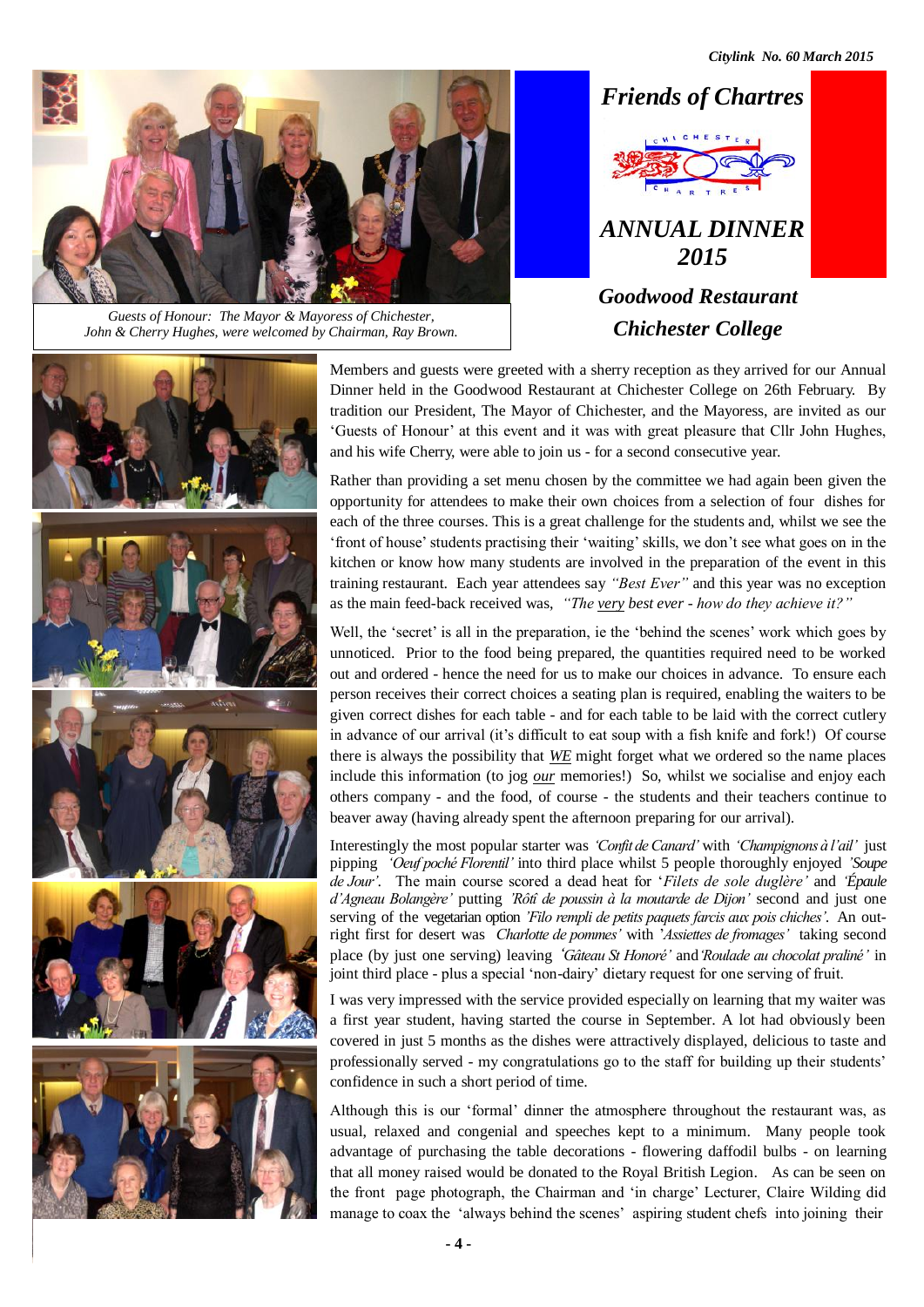# Friends of Chartres

## ANNUAL DINNER 2015

### Goodwood Restaurant Chichester College

*Guests of Honour: The Mayor & Mayoress of Chichester, John & Cherry Hughes, were welcomed by Chairman, Ray Brown.*

Members and guests were greeted with a sherry reception as they arrived for our Annual Dinner held in the Goodwood Restaurant at Chichester College on 26th February. By tradition our President, The Mayor of Chichester, and the Mayoress, are invited as our 'Guests of Honour' at this event and it was with great pleasure that Cllr John Hughes, and his wife Cherry, were able to join us - for a second consecutive year.

Rather than providing a set menu chosen by the committee we had again been given the opportunity for attendees to make their own choices from a selection of four dishes for each of the three courses. This is a great challenge for the students and, whilst we see the 'front of house' students practising their 'waiting' skills, we don't see what goes on in the kitchen or know how many students are involved in the preparation of the event in this training restaurant. Each year attendees say *"Best Ever"* and this year was no exception as the main feed-back received was, *"The very best ever - how do they achieve it?"*

Well, the 'secret' is all in the preparation, ie the 'behind the scenes' work which goes by unnoticed. Prior to the food being prepared, the quantities required need to be worked out and ordered - hence the need for us to make our choices in advance. To ensure each person receives their correct choices a seating plan is required, enabling the waiters to be given correct dishes for each table - and for each table to be laid with the correct cutlery in advance of our arrival (it's difficult to eat soup with a fish knife and fork!) Of course there is always the possibility that ***WE*** might forget what we ordered so the name places include this information (to jog ***our*** memories!) So, whilst we socialise and enjoy each others company - and the food, of course - the students and their teachers continue to beaver away (having already spent the afternoon preparing for our arrival).

Interestingly the most popular starter was *'Confit de Canard'* with *'Champignons à l'ail'* just pipping *'Oeuf poché Florentil'* into third place whilst 5 people thoroughly enjoyed *'Soupe de Jour'*. The main course scored a dead heat for '*Filets de sole duglère'* and *'Épaule d'Agneau Bolangère'* putting *'Rôti de poussin à la moutarde de Dijon'* second and just one serving of the vegetarian option *'Filo rempli de petits paquets farcis aux pois chiches'*. An outright first for desert was *Charlotte de pommes'* with *'Assiettes de fromages'* taking second place (by just one serving) leaving *'Gâteau St Honoré'* and *'Roulade au chocolat praliné'* in joint third place - plus a special 'non-dairy' dietary request for one serving of fruit.

I was very impressed with the service provided especially on learning that my waiter was a first year student, having started the course in September. A lot had obviously been covered in just 5 months as the dishes were attractively displayed, delicious to taste and professionally served - my congratulations go to the staff for building up their students' confidence in such a short period of time.

Although this is our 'formal' dinner the atmosphere throughout the restaurant was, as usual, relaxed and congenial and speeches kept to a minimum. Many people took advantage of purchasing the table decorations - flowering daffodil bulbs - on learning that all money raised would be donated to the Royal British Legion. As can be seen on the front page photograph, the Chairman and 'in charge' Lecturer, Claire Wilding did manage to coax the 'always behind the scenes' aspiring student chefs into joining their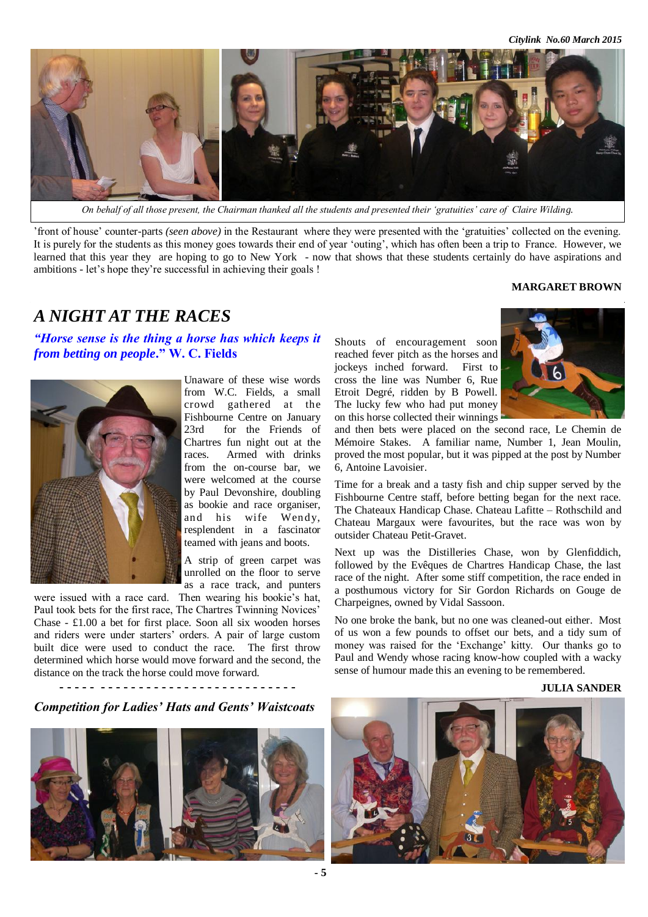On behalf of all those present, the Chairman thanked all the students and presented their 'gratuities' care of Claire Wilding.

'front of house' counter-parts *(seen above)* in the Restaurant where they were presented with the 'gratuities' collected on the evening. It is purely for the students as this money goes towards their end of year 'outing', which has often been a trip to France. However, we learned that this year they are hoping to go to New York - now that shows that these students certainly do have aspirations and ambitions - let's hope they're successful in achieving their goals !

**MARGARET BROWN**

## *A NIGHT AT THE RACES*

***"Horse sense is the thing a horse has which keeps it from betting on people." W. C. Fields***

Unaware of these wise words from W.C. Fields, a small crowd gathered at the Fishbourne Centre on January 23rd for the Friends of Chartres fun night out at the races. Armed with drinks from the on-course bar, we were welcomed at the course by Paul Devonshire, doubling as bookie and race organiser, and his wife Wendy, resplendent in a fascinator teamed with jeans and boots.

A strip of green carpet was unrolled on the floor to serve as a race track, and punters were issued with a race card. Then wearing his bookie's hat, Paul took bets for the first race, The Chartres Twinning Novices' Chase - £1.00 a bet for first place. Soon all six wooden horses and riders were under starters' orders. A pair of large custom built dice were used to conduct the race. The first throw determined which horse would move forward and the second, the distance on the track the horse could move forward.

Shouts of encouragement soon reached fever pitch as the horses and jockeys inched forward. First to cross the line was Number 6, Rue Etroit Degré, ridden by B Powell. The lucky few who had put money on this horse collected their winnings and then bets were placed on the second race, Le Chemin de Mémoire Stakes. A familiar name, Number 1, Jean Moulin, proved the most popular, but it was pipped at the post by Number 6, Antoine Lavoisier.

Time for a break and a tasty fish and chip supper served by the Fishbourne Centre staff, before betting began for the next race. The Chateaux Handicap Chase. Chateau Lafitte – Rothschild and Chateau Margaux were favourites, but the race was won by outsider Chateau Petit-Gravet.

Next up was the Distilleries Chase, won by Glenfiddich, followed by the Evêques de Chartres Handicap Chase, the last race of the night. After some stiff competition, the race ended in a posthumous victory for Sir Gordon Richards on Gouge de Charpeignes, owned by Vidal Sassoon.

No one broke the bank, but no one was cleaned-out either. Most of us won a few pounds to offset our bets, and a tidy sum of money was raised for the 'Exchange' kitty. Our thanks go to Paul and Wendy whose racing know-how coupled with a wacky sense of humour made this an evening to be remembered.

**JULIA SANDER**

*Competition for Ladies' Hats and Gents' Waistcoats*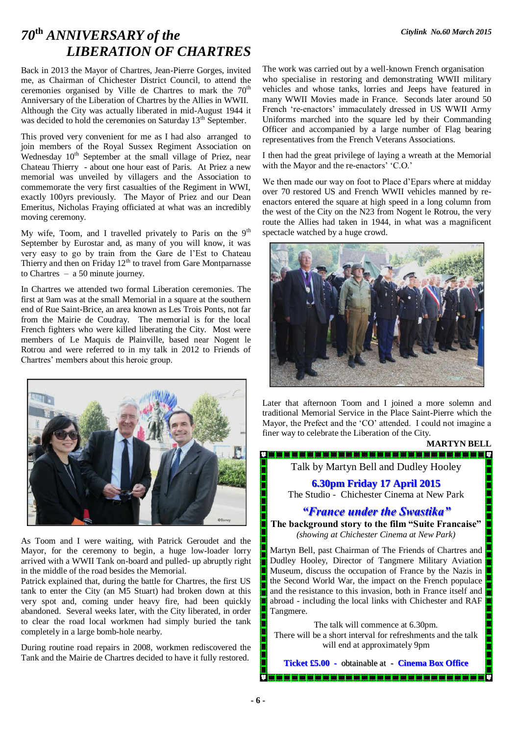# 70th ANNIVERSARY of the LIBERATION OF CHARTRES

Back in 2013 the Mayor of Chartres, Jean-Pierre Gorges, invited me, as Chairman of Chichester District Council, to attend the ceremonies organised by Ville de Chartres to mark the 70th Anniversary of the Liberation of Chartres by the Allies in WWII. Although the City was actually liberated in mid-August 1944 it was decided to hold the ceremonies on Saturday 13th September.

This proved very convenient for me as I had also arranged to join members of the Royal Sussex Regiment Association on Wednesday 10th September at the small village of Priez, near Chateau Thierry - about one hour east of Paris. At Priez a new memorial was unveiled by villagers and the Association to commemorate the very first casualties of the Regiment in WWI, exactly 100yrs previously. The Mayor of Priez and our Dean Emeritus, Nicholas Fraying officiated at what was an incredibly moving ceremony.

My wife, Toom, and I travelled privately to Paris on the 9th September by Eurostar and, as many of you will know, it was very easy to go by train from the Gare de l'Est to Chateau Thierry and then on Friday 12th to travel from Gare Montparnasse to Chartres – a 50 minute journey.

In Chartres we attended two formal Liberation ceremonies. The first at 9am was at the small Memorial in a square at the southern end of Rue Saint-Brice, an area known as Les Trois Ponts, not far from the Mairie de Coudray. The memorial is for the local French fighters who were killed liberating the City. Most were members of Le Maquis de Plainville, based near Nogent le Rotrou and were referred to in my talk in 2012 to Friends of Chartres' members about this heroic group.

As Toom and I were waiting, with Patrick Geroudet and the Mayor, for the ceremony to begin, a huge low-loader lorry arrived with a WWII Tank on-board and pulled- up abruptly right in the middle of the road besides the Memorial.

Patrick explained that, during the battle for Chartres, the first US tank to enter the City (an M5 Stuart) had broken down at this very spot and, coming under heavy fire, had been quickly abandoned. Several weeks later, with the City liberated, in order to clear the road local workmen had simply buried the tank completely in a large bomb-hole nearby.

During routine road repairs in 2008, workmen rediscovered the Tank and the Mairie de Chartres decided to have it fully restored.

The work was carried out by a well-known French organisation who specialise in restoring and demonstrating WWII military vehicles and whose tanks, lorries and Jeeps have featured in many WWII Movies made in France. Seconds later around 50 French 're-enactors' immaculately dressed in US WWII Army Uniforms marched into the square led by their Commanding Officer and accompanied by a large number of Flag bearing representatives from the French Veterans Associations.

I then had the great privilege of laying a wreath at the Memorial with the Mayor and the re-enactors' 'C.O.'

We then made our way on foot to Place d'Epars where at midday over 70 restored US and French WWII vehicles manned by re-enactors entered the square at high speed in a long column from the west of the City on the N23 from Nogent le Rotrou, the very route the Allies had taken in 1944, in what was a magnificent spectacle watched by a huge crowd.

Later that afternoon Toom and I joined a more solemn and traditional Memorial Service in the Place Saint-Pierre which the Mayor, the Prefect and the 'CO' attended. I could not imagine a finer way to celebrate the Liberation of the City.

**MARTYN BELL**

---

Talk by Martyn Bell and Dudley Hooley

**6.30pm Friday 17 April 2015**

The Studio - Chichester Cinema at New Park

***"France under the Swastika"***

**The background story to the film "Suite Francaise"**

*(showing at Chichester Cinema at New Park)*

Martyn Bell, past Chairman of The Friends of Chartres and Dudley Hooley, Director of Tangmere Military Aviation Museum, discuss the occupation of France by the Nazis in the Second World War, the impact on the French populace and the resistance to this invasion, both in France itself and abroad - including the local links with Chichester and RAF Tangmere.

The talk will commence at 6.30pm.
There will be a short interval for refreshments and the talk will end at approximately 9pm

**Ticket £5.00** - obtainable at - **Cinema Box Office**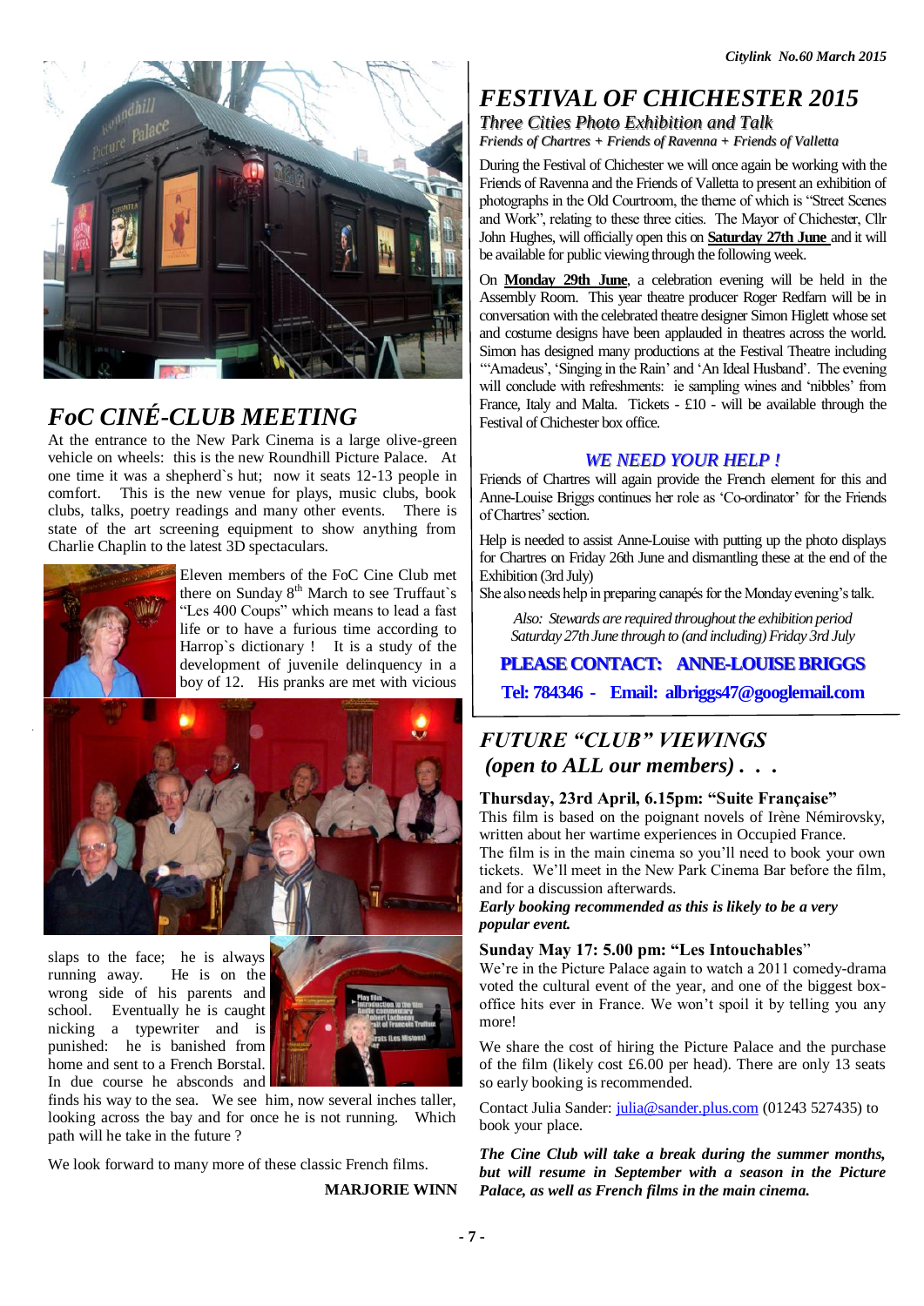## FoC CINÉ-CLUB MEETING

At the entrance to the New Park Cinema is a large olive-green vehicle on wheels: this is the new Roundhill Picture Palace. At one time it was a shepherd`s hut; now it seats 12-13 people in comfort. This is the new venue for plays, music clubs, book clubs, talks, poetry readings and many other events. There is state of the art screening equipment to show anything from Charlie Chaplin to the latest 3D spectaculars.

Eleven members of the FoC Cine Club met there on Sunday 8th March to see Truffaut`s "Les 400 Coups" which means to lead a fast life or to have a furious time according to Harrop`s dictionary ! It is a study of the development of juvenile delinquency in a boy of 12. His pranks are met with vicious slaps to the face; he is always running away. He is on the wrong side of his parents and school. Eventually he is caught nicking a typewriter and is punished: he is banished from home and sent to a French Borstal. In due course he absconds and finds his way to the sea. We see him, now several inches taller, looking across the bay and for once he is not running. Which path will he take in the future ?

We look forward to many more of these classic French films.

**MARJORIE WINN**

## FESTIVAL OF CHICHESTER 2015

### *Three Cities Photo Exhibition and Talk*

*Friends of Chartres + Friends of Ravenna + Friends of Valletta*

During the Festival of Chichester we will once again be working with the Friends of Ravenna and the Friends of Valletta to present an exhibition of photographs in the Old Courtroom, the theme of which is "Street Scenes and Work", relating to these three cities. The Mayor of Chichester, Cllr John Hughes, will officially open this on **Saturday 27th June** and it will be available for public viewing through the following week.

On **Monday 29th June**, a celebration evening will be held in the Assembly Room. This year theatre producer Roger Redfarn will be in conversation with the celebrated theatre designer Simon Higlett whose set and costume designs have been applauded in theatres across the world. Simon has designed many productions at the Festival Theatre including "'Amadeus', 'Singing in the Rain' and 'An Ideal Husband'. The evening will conclude with refreshments: ie sampling wines and 'nibbles' from France, Italy and Malta. Tickets - £10 - will be available through the Festival of Chichester box office.

### *WE NEED YOUR HELP !*

Friends of Chartres will again provide the French element for this and Anne-Louise Briggs continues her role as 'Co-ordinator' for the Friends of Chartres' section.

Help is needed to assist Anne-Louise with putting up the photo displays for Chartres on Friday 26th June and dismantling these at the end of the Exhibition (3rd July)

She also needs help in preparing canapés for the Monday evening's talk.

*Also: Stewards are required throughout the exhibition period Saturday 27th June through to (and including) Friday 3rd July*

**PLEASE CONTACT: ANNE-LOUISE BRIGGS**

**Tel: 784346 - Email: albriggs47@googlemail.com**

## FUTURE "CLUB" VIEWINGS (open to ALL our members) . . .

**Thursday, 23rd April, 6.15pm: "Suite Française"**

This film is based on the poignant novels of Irène Némirovsky, written about her wartime experiences in Occupied France.

The film is in the main cinema so you'll need to book your own tickets. We'll meet in the New Park Cinema Bar before the film, and for a discussion afterwards.

***Early booking recommended as this is likely to be a very popular event.***

**Sunday May 17: 5.00 pm: "Les Intouchables"**

We're in the Picture Palace again to watch a 2011 comedy-drama voted the cultural event of the year, and one of the biggest box-office hits ever in France. We won't spoil it by telling you any more!

We share the cost of hiring the Picture Palace and the purchase of the film (likely cost £6.00 per head). There are only 13 seats so early booking is recommended.

Contact Julia Sander: julia@sander.plus.com (01243 527435) to book your place.

***The Cine Club will take a break during the summer months, but will resume in September with a season in the Picture Palace, as well as French films in the main cinema.***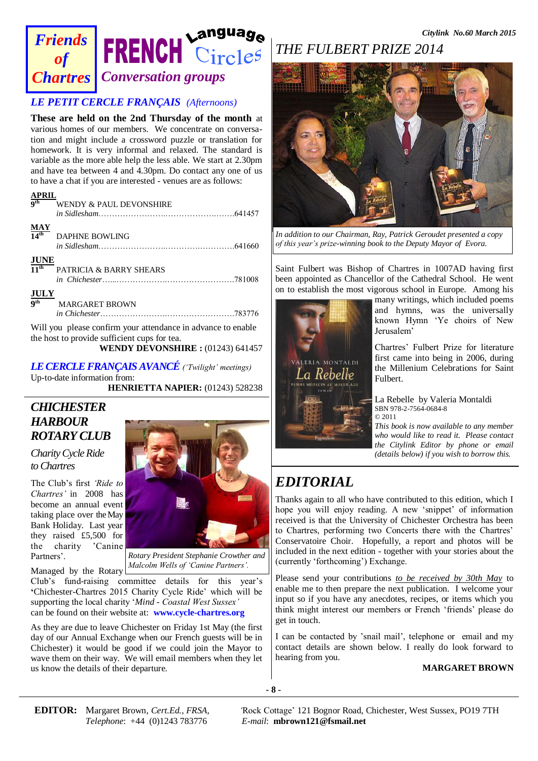# Friends of Chartres FRENCH Language Circles

*Conversation groups*

## *LE PETIT CERCLE FRANÇAIS (Afternoons)*

**These are held on the 2nd Thursday of the month** at various homes of our members. We concentrate on conversation and might include a crossword puzzle or translation for homework. It is very informal and relaxed. The standard is variable as the more able help the less able. We start at 2.30pm and have tea between 4 and 4.30pm. Do contact any one of us to have a chat if you are interested - venues are as follows:

**APRIL**
**9th** WENDY & PAUL DEVONSHIRE
*in Sidlesham*……………………………………………641457

**MAY**
**14th** DAPHNE BOWLING
*in Sidlesham*……………………………………………641660

**JUNE**
**11th** PATRICIA & BARRY SHEARS
*in Chichester*……………………………………………781008

**JULY**
**9th** MARGARET BROWN
*in Chichester*……………………………………………783776

Will you please confirm your attendance in advance to enable the host to provide sufficient cups for tea.

**WENDY DEVONSHIRE :** (01243) 641457

## *LE CERCLE FRANÇAIS AVANCÉ ('Twilight' meetings)*

Up-to-date information from:

**HENRIETTA NAPIER:** (01243) 528238

## *CHICHESTER HARBOUR ROTARY CLUB*

*Charity Cycle Ride to Chartres*

The Club's first *'Ride to Chartres'* in 2008 has become an annual event taking place over the May Bank Holiday. Last year they raised £5,500 for the charity 'Canine Partners'.

*Rotary President Stephanie Crowther and Malcolm Wells of 'Canine Partners'.*

Managed by the Rotary Club's fund-raising committee details for this year's 'Chichester-Chartres 2015 Charity Cycle Ride' which will be supporting the local charity '*Mind - Coastal West Sussex'* can be found on their website at: **www.cycle-chartres.org**

As they are due to leave Chichester on Friday 1st May (the first day of our Annual Exchange when our French guests will be in Chichester) it would be good if we could join the Mayor to wave them on their way. We will email members when they let us know the details of their departure.

## *THE FULBERT PRIZE 2014*

*In addition to our Chairman, Ray, Patrick Geroudet presented a copy of this year's prize-winning book to the Deputy Mayor of Evora.*

Saint Fulbert was Bishop of Chartres in 1007AD having first been appointed as Chancellor of the Cathedral School. He went on to establish the most vigorous school in Europe. Among his many writings, which included poems and hymns, was the universally known Hymn 'Ye choirs of New Jerusalem'

Chartres' Fulbert Prize for literature first came into being in 2006, during the Millenium Celebrations for Saint Fulbert.

La Rebelle by Valeria Montaldi
SBN 978-2-7564-0684-8
© 2011

*This book is now available to any member who would like to read it. Please contact the Citylink Editor by phone or email (details below) if you wish to borrow this.*

## *EDITORIAL*

Thanks again to all who have contributed to this edition, which I hope you will enjoy reading. A new 'snippet' of information received is that the University of Chichester Orchestra has been to Chartres, performing two Concerts there with the Chartres' Conservatoire Choir. Hopefully, a report and photos will be included in the next edition - together with your stories about the (currently 'forthcoming') Exchange.

Please send your contributions <u>*to be received by 30th May*</u> to enable me to then prepare the next publication. I welcome your input so if you have any anecdotes, recipes, or items which you think might interest our members or French 'friends' please do get in touch.

I can be contacted by 'snail mail', telephone or email and my contact details are shown below. I really do look forward to hearing from you.

**MARGARET BROWN**

**EDITOR:** Margaret Brown, *Cert.Ed., FRSA,* 'Rock Cottage' 121 Bognor Road, Chichester, West Sussex, PO19 7TH
*Telephone*: +44 (0)1243 783776 *E-mail*: **mbrown121@fsmail.net**